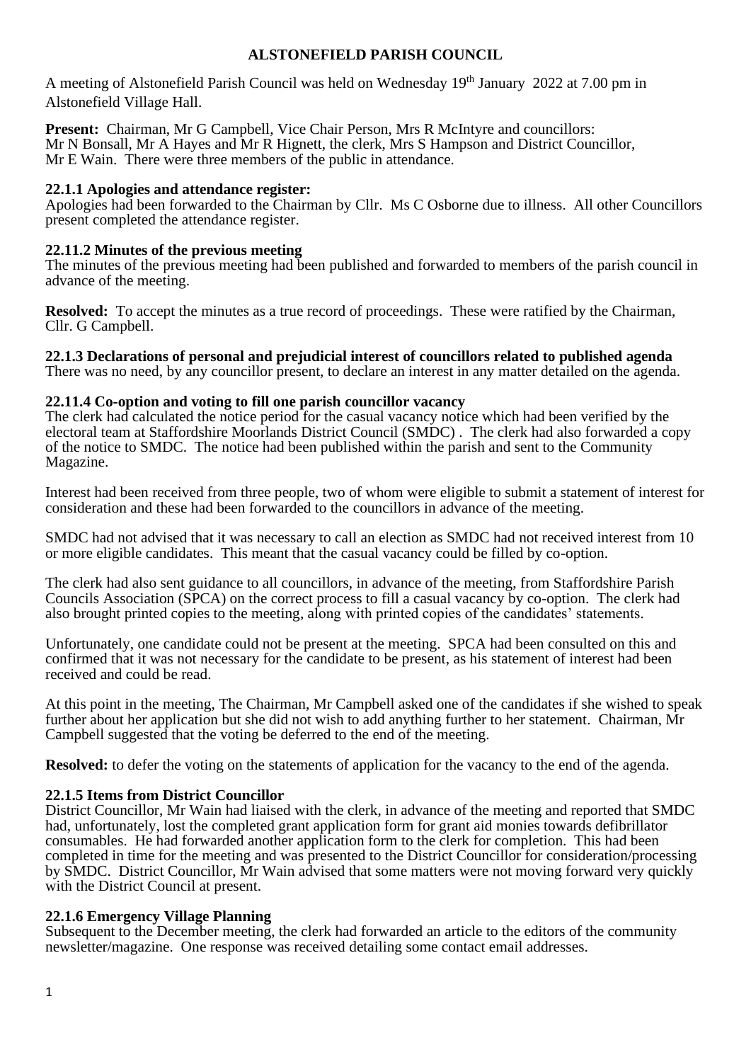# ALSTONEFIELD PARISH COUNCIL

A meeting of Alstonefield Parish Council was held on Wednesday 19th January 2022 at 7.00 pm in Alstonefield Village Hall.

**Present:** Chairman, Mr G Campbell, Vice Chair Person, Mrs R McIntyre and councillors: Mr N Bonsall, Mr A Hayes and Mr R Hignett, the clerk, Mrs S Hampson and District Councillor, Mr E Wain. There were three members of the public in attendance.

### 22.1.1 Apologies and attendance register:

Apologies had been forwarded to the Chairman by Cllr. Ms C Osborne due to illness. All other Councillors present completed the attendance register.

### 22.11.2 Minutes of the previous meeting

The minutes of the previous meeting had been published and forwarded to members of the parish council in advance of the meeting.

**Resolved:** To accept the minutes as a true record of proceedings. These were ratified by the Chairman, Cllr. G Campbell.

### 22.1.3 Declarations of personal and prejudicial interest of councillors related to published agenda

There was no need, by any councillor present, to declare an interest in any matter detailed on the agenda.

### 22.11.4 Co-option and voting to fill one parish councillor vacancy

The clerk had calculated the notice period for the casual vacancy notice which had been verified by the electoral team at Staffordshire Moorlands District Council (SMDC) . The clerk had also forwarded a copy of the notice to SMDC. The notice had been published within the parish and sent to the Community Magazine.

Interest had been received from three people, two of whom were eligible to submit a statement of interest for consideration and these had been forwarded to the councillors in advance of the meeting.

SMDC had not advised that it was necessary to call an election as SMDC had not received interest from 10 or more eligible candidates. This meant that the casual vacancy could be filled by co-option.

The clerk had also sent guidance to all councillors, in advance of the meeting, from Staffordshire Parish Councils Association (SPCA) on the correct process to fill a casual vacancy by co-option. The clerk had also brought printed copies to the meeting, along with printed copies of the candidates' statements.

Unfortunately, one candidate could not be present at the meeting. SPCA had been consulted on this and confirmed that it was not necessary for the candidate to be present, as his statement of interest had been received and could be read.

At this point in the meeting, The Chairman, Mr Campbell asked one of the candidates if she wished to speak further about her application but she did not wish to add anything further to her statement. Chairman, Mr Campbell suggested that the voting be deferred to the end of the meeting.

**Resolved:** to defer the voting on the statements of application for the vacancy to the end of the agenda.

### 22.1.5 Items from District Councillor

District Councillor, Mr Wain had liaised with the clerk, in advance of the meeting and reported that SMDC had, unfortunately, lost the completed grant application form for grant aid monies towards defibrillator consumables. He had forwarded another application form to the clerk for completion. This had been completed in time for the meeting and was presented to the District Councillor for consideration/processing by SMDC. District Councillor, Mr Wain advised that some matters were not moving forward very quickly with the District Council at present.

### 22.1.6 Emergency Village Planning

Subsequent to the December meeting, the clerk had forwarded an article to the editors of the community newsletter/magazine. One response was received detailing some contact email addresses.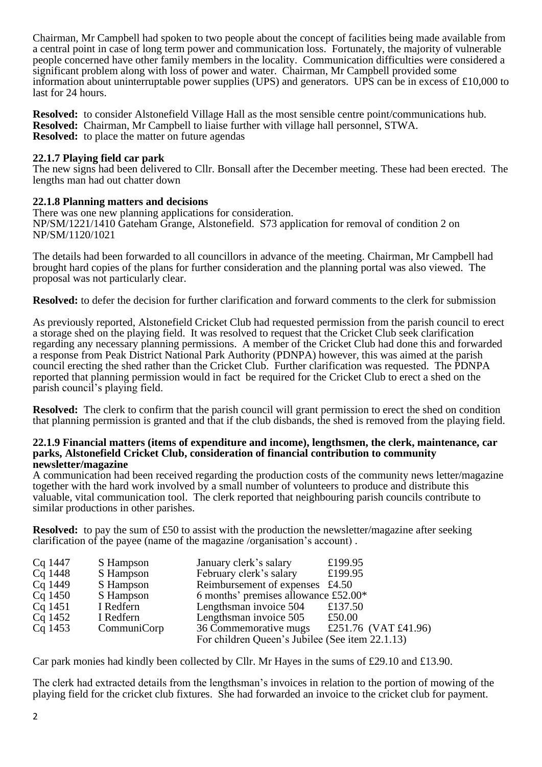Chairman, Mr Campbell had spoken to two people about the concept of facilities being made available from a central point in case of long term power and communication loss. Fortunately, the majority of vulnerable people concerned have other family members in the locality. Communication difficulties were considered a significant problem along with loss of power and water. Chairman, Mr Campbell provided some information about uninterruptable power supplies (UPS) and generators. UPS can be in excess of £10,000 to last for 24 hours.

**Resolved:** to consider Alstonefield Village Hall as the most sensible centre point/communications hub.
**Resolved:** Chairman, Mr Campbell to liaise further with village hall personnel, STWA.
**Resolved:** to place the matter on future agendas

### 22.1.7 Playing field car park

The new signs had been delivered to Cllr. Bonsall after the December meeting. These had been erected. The lengths man had out chatter down

### 22.1.8 Planning matters and decisions

There was one new planning applications for consideration.
NP/SM/1221/1410 Gateham Grange, Alstonefield. S73 application for removal of condition 2 on NP/SM/1120/1021

The details had been forwarded to all councillors in advance of the meeting. Chairman, Mr Campbell had brought hard copies of the plans for further consideration and the planning portal was also viewed. The proposal was not particularly clear.

**Resolved:** to defer the decision for further clarification and forward comments to the clerk for submission

As previously reported, Alstonefield Cricket Club had requested permission from the parish council to erect a storage shed on the playing field. It was resolved to request that the Cricket Club seek clarification regarding any necessary planning permissions. A member of the Cricket Club had done this and forwarded a response from Peak District National Park Authority (PDNPA) however, this was aimed at the parish council erecting the shed rather than the Cricket Club. Further clarification was requested. The PDNPA reported that planning permission would in fact be required for the Cricket Club to erect a shed on the parish council's playing field.

**Resolved:** The clerk to confirm that the parish council will grant permission to erect the shed on condition that planning permission is granted and that if the club disbands, the shed is removed from the playing field.

### 22.1.9 Financial matters (items of expenditure and income), lengthsmen, the clerk, maintenance, car parks, Alstonefield Cricket Club, consideration of financial contribution to community newsletter/magazine

A communication had been received regarding the production costs of the community news letter/magazine together with the hard work involved by a small number of volunteers to produce and distribute this valuable, vital communication tool. The clerk reported that neighbouring parish councils contribute to similar productions in other parishes.

**Resolved:** to pay the sum of £50 to assist with the production the newsletter/magazine after seeking clarification of the payee (name of the magazine /organisation's account) .

| | | | |
|---|---|---|---|
| Cq 1447 | S Hampson | January clerk's salary | £199.95 |
| Cq 1448 | S Hampson | February clerk's salary | £199.95 |
| Cq 1449 | S Hampson | Reimbursement of expenses | £4.50 |
| Cq 1450 | S Hampson | 6 months' premises allowance | £52.00* |
| Cq 1451 | I Redfern | Lengthsman invoice 504 | £137.50 |
| Cq 1452 | I Redfern | Lengthsman invoice 505 | £50.00 |
| Cq 1453 | CommuniCorp | 36 Commemorative mugs | £251.76 (VAT £41.96) |
| | | For children Queen's Jubilee (See item 22.1.13) | |

Car park monies had kindly been collected by Cllr. Mr Hayes in the sums of £29.10 and £13.90.

The clerk had extracted details from the lengthsman's invoices in relation to the portion of mowing of the playing field for the cricket club fixtures. She had forwarded an invoice to the cricket club for payment.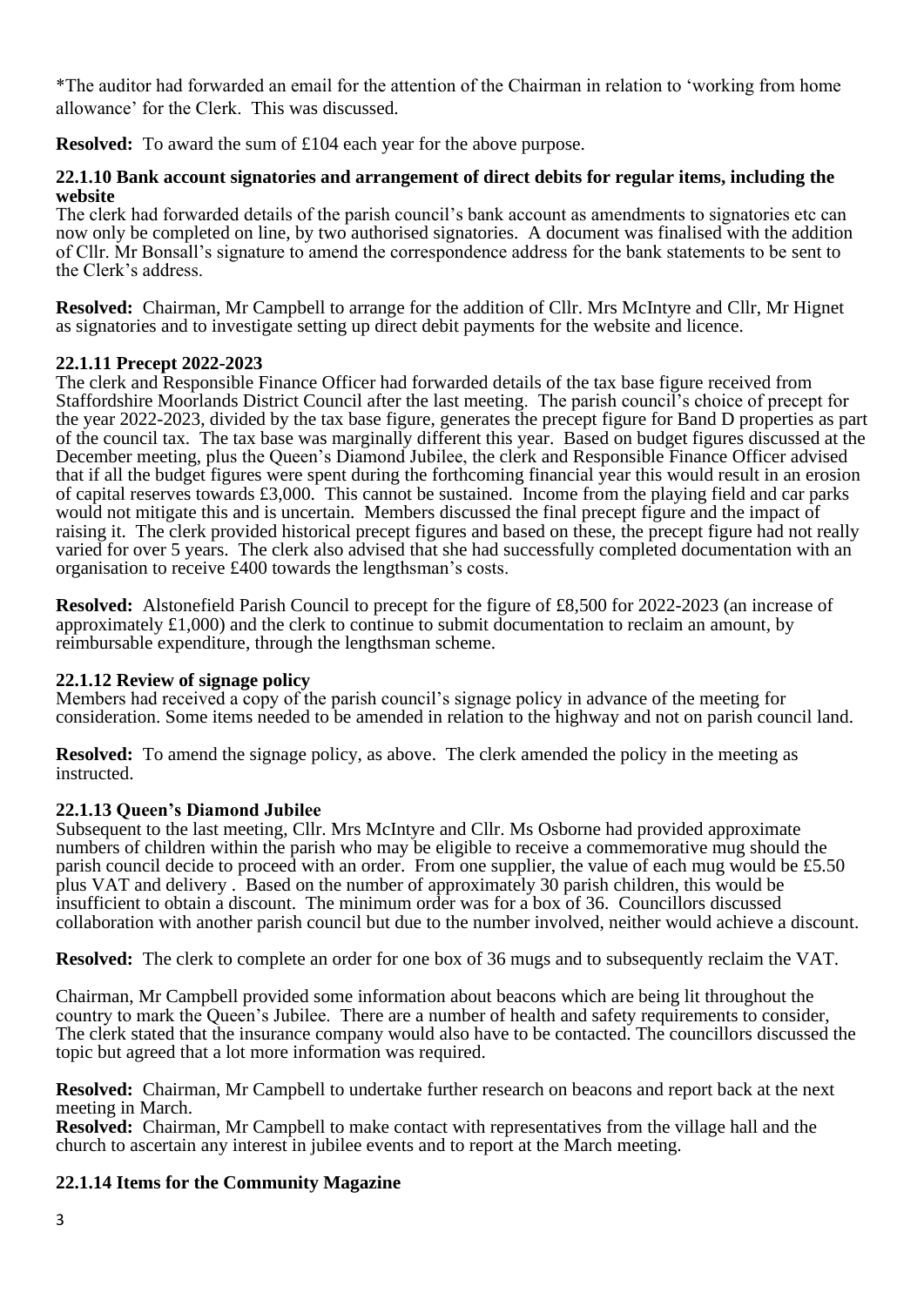*The auditor had forwarded an email for the attention of the Chairman in relation to 'working from home allowance' for the Clerk. This was discussed.

**Resolved:** To award the sum of £104 each year for the above purpose.

### 22.1.10 Bank account signatories and arrangement of direct debits for regular items, including the website

The clerk had forwarded details of the parish council's bank account as amendments to signatories etc can now only be completed on line, by two authorised signatories. A document was finalised with the addition of Cllr. Mr Bonsall's signature to amend the correspondence address for the bank statements to be sent to the Clerk's address.

**Resolved:** Chairman, Mr Campbell to arrange for the addition of Cllr. Mrs McIntyre and Cllr, Mr Hignet as signatories and to investigate setting up direct debit payments for the website and licence.

### 22.1.11 Precept 2022-2023

The clerk and Responsible Finance Officer had forwarded details of the tax base figure received from Staffordshire Moorlands District Council after the last meeting. The parish council's choice of precept for the year 2022-2023, divided by the tax base figure, generates the precept figure for Band D properties as part of the council tax. The tax base was marginally different this year. Based on budget figures discussed at the December meeting, plus the Queen's Diamond Jubilee, the clerk and Responsible Finance Officer advised that if all the budget figures were spent during the forthcoming financial year this would result in an erosion of capital reserves towards £3,000. This cannot be sustained. Income from the playing field and car parks would not mitigate this and is uncertain. Members discussed the final precept figure and the impact of raising it. The clerk provided historical precept figures and based on these, the precept figure had not really varied for over 5 years. The clerk also advised that she had successfully completed documentation with an organisation to receive £400 towards the lengthsman's costs.

**Resolved:** Alstonefield Parish Council to precept for the figure of £8,500 for 2022-2023 (an increase of approximately £1,000) and the clerk to continue to submit documentation to reclaim an amount, by reimbursable expenditure, through the lengthsman scheme.

### 22.1.12 Review of signage policy

Members had received a copy of the parish council's signage policy in advance of the meeting for consideration. Some items needed to be amended in relation to the highway and not on parish council land.

**Resolved:** To amend the signage policy, as above. The clerk amended the policy in the meeting as instructed.

### 22.1.13 Queen's Diamond Jubilee

Subsequent to the last meeting, Cllr. Mrs McIntyre and Cllr. Ms Osborne had provided approximate numbers of children within the parish who may be eligible to receive a commemorative mug should the parish council decide to proceed with an order. From one supplier, the value of each mug would be £5.50 plus VAT and delivery . Based on the number of approximately 30 parish children, this would be insufficient to obtain a discount. The minimum order was for a box of 36. Councillors discussed collaboration with another parish council but due to the number involved, neither would achieve a discount.

**Resolved:** The clerk to complete an order for one box of 36 mugs and to subsequently reclaim the VAT.

Chairman, Mr Campbell provided some information about beacons which are being lit throughout the country to mark the Queen's Jubilee. There are a number of health and safety requirements to consider, The clerk stated that the insurance company would also have to be contacted. The councillors discussed the topic but agreed that a lot more information was required.

**Resolved:** Chairman, Mr Campbell to undertake further research on beacons and report back at the next meeting in March.

**Resolved:** Chairman, Mr Campbell to make contact with representatives from the village hall and the church to ascertain any interest in jubilee events and to report at the March meeting.

### 22.1.14 Items for the Community Magazine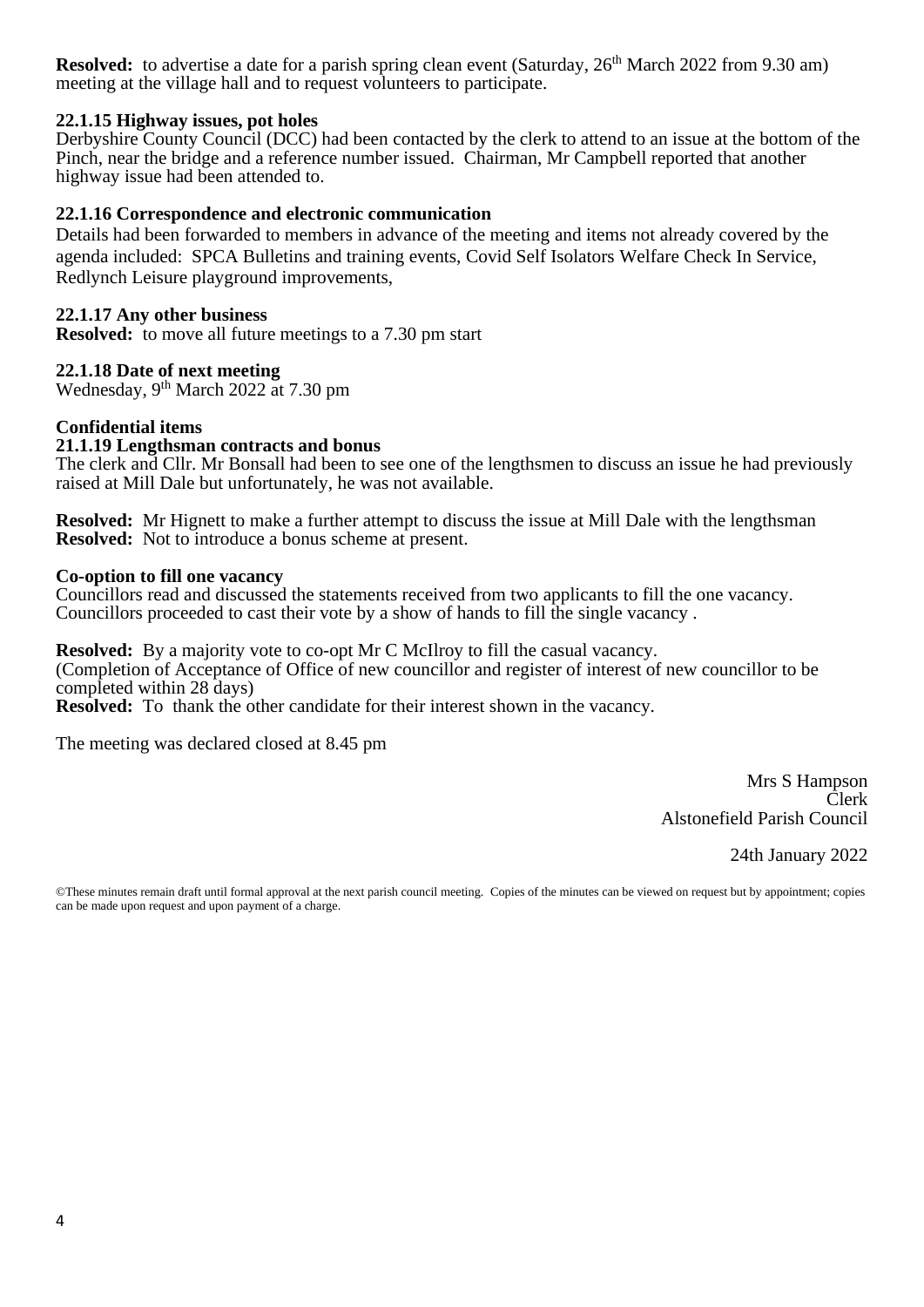**Resolved:** to advertise a date for a parish spring clean event (Saturday, 26th March 2022 from 9.30 am) meeting at the village hall and to request volunteers to participate.

### 22.1.15 Highway issues, pot holes

Derbyshire County Council (DCC) had been contacted by the clerk to attend to an issue at the bottom of the Pinch, near the bridge and a reference number issued. Chairman, Mr Campbell reported that another highway issue had been attended to.

### 22.1.16 Correspondence and electronic communication

Details had been forwarded to members in advance of the meeting and items not already covered by the agenda included: SPCA Bulletins and training events, Covid Self Isolators Welfare Check In Service, Redlynch Leisure playground improvements,

### 22.1.17 Any other business

**Resolved:** to move all future meetings to a 7.30 pm start

### 22.1.18 Date of next meeting

Wednesday, 9th March 2022 at 7.30 pm

### Confidential items

### 21.1.19 Lengthsman contracts and bonus

The clerk and Cllr. Mr Bonsall had been to see one of the lengthsmen to discuss an issue he had previously raised at Mill Dale but unfortunately, he was not available.

**Resolved:** Mr Hignett to make a further attempt to discuss the issue at Mill Dale with the lengthsman
**Resolved:** Not to introduce a bonus scheme at present.

### Co-option to fill one vacancy

Councillors read and discussed the statements received from two applicants to fill the one vacancy. Councillors proceeded to cast their vote by a show of hands to fill the single vacancy .

**Resolved:** By a majority vote to co-opt Mr C McIlroy to fill the casual vacancy.
(Completion of Acceptance of Office of new councillor and register of interest of new councillor to be completed within 28 days)
**Resolved:** To thank the other candidate for their interest shown in the vacancy.

The meeting was declared closed at 8.45 pm

Mrs S Hampson
Clerk
Alstonefield Parish Council

24th January 2022

©These minutes remain draft until formal approval at the next parish council meeting. Copies of the minutes can be viewed on request but by appointment; copies can be made upon request and upon payment of a charge.